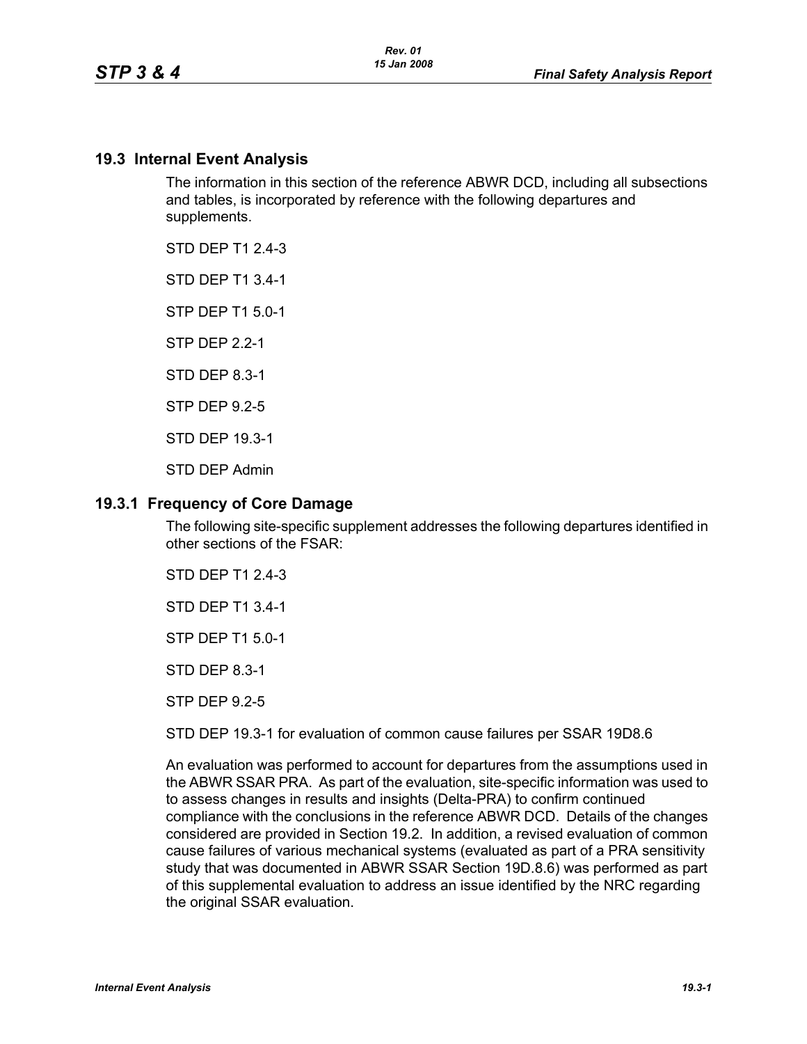## 19.3 Internal Event Analysis

The information in this section of the reference ABWR DCD, including all subsections and tables, is incorporated by reference with the following departures and supplements.

STD DEP T1 2.4-3

STD DEP T1 3.4-1

STP DEP T1 5.0-1

STP DEP 2.2-1

STD DEP 8.3-1

STP DEP 9.2-5

STD DEP 19.3-1

STD DEP Admin

### 19.3.1 Frequency of Core Damage

The following site-specific supplement addresses the following departures identified in other sections of the FSAR:

STD DEP T1 2.4-3

STD DEP T1 3.4-1

STP DEP T1 5.0-1

STD DEP 8.3-1

STP DEP 9.2-5

STD DEP 19.3-1 for evaluation of common cause failures per SSAR 19D8.6

An evaluation was performed to account for departures from the assumptions used in the ABWR SSAR PRA. As part of the evaluation, site-specific information was used to to assess changes in results and insights (Delta-PRA) to confirm continued compliance with the conclusions in the reference ABWR DCD. Details of the changes considered are provided in Section 19.2. In addition, a revised evaluation of common cause failures of various mechanical systems (evaluated as part of a PRA sensitivity study that was documented in ABWR SSAR Section 19D.8.6) was performed as part of this supplemental evaluation to address an issue identified by the NRC regarding the original SSAR evaluation.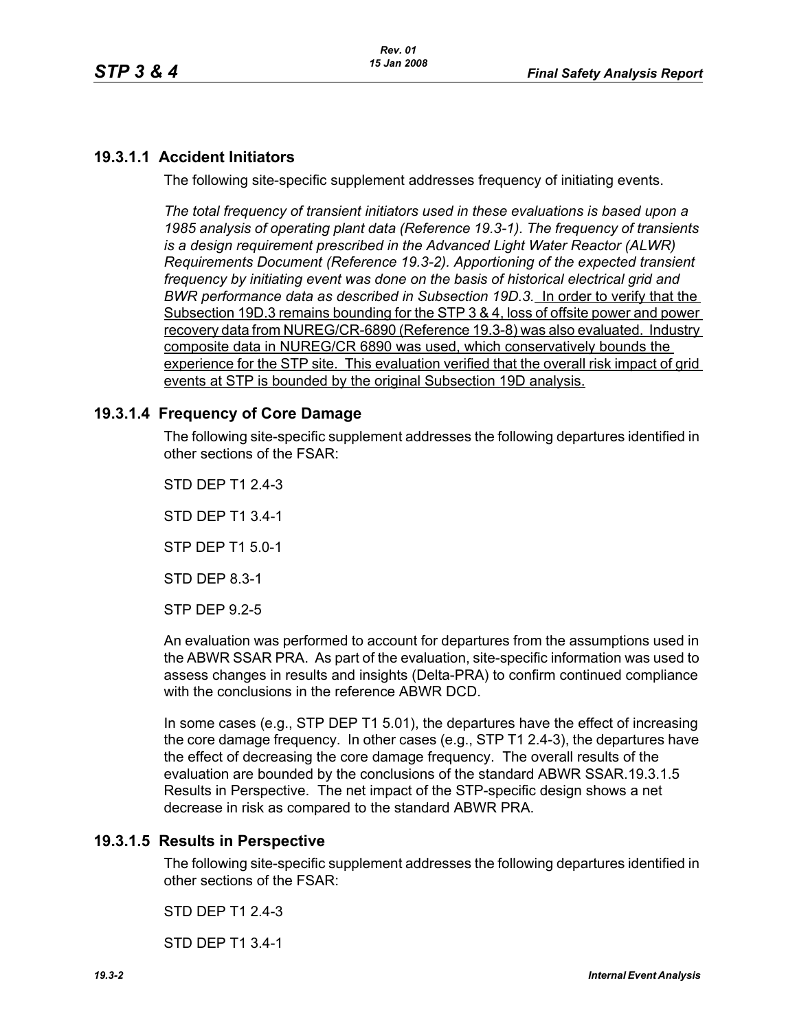## 19.3.1.1 Accident Initiators

The following site-specific supplement addresses frequency of initiating events.

*The total frequency of transient initiators used in these evaluations is based upon a 1985 analysis of operating plant data (Reference 19.3-1). The frequency of transients is a design requirement prescribed in the Advanced Light Water Reactor (ALWR) Requirements Document (Reference 19.3-2). Apportioning of the expected transient frequency by initiating event was done on the basis of historical electrical grid and BWR performance data as described in Subsection 19D.3.* In order to verify that the Subsection 19D.3 remains bounding for the STP 3 & 4, loss of offsite power and power recovery data from NUREG/CR-6890 (Reference 19.3-8) was also evaluated. Industry composite data in NUREG/CR 6890 was used, which conservatively bounds the experience for the STP site. This evaluation verified that the overall risk impact of grid events at STP is bounded by the original Subsection 19D analysis.

## 19.3.1.4 Frequency of Core Damage

The following site-specific supplement addresses the following departures identified in other sections of the FSAR:

STD DEP T1 2.4-3

STD DEP T1 3.4-1

STP DEP T1 5.0-1

STD DEP 8.3-1

STP DEP 9.2-5

An evaluation was performed to account for departures from the assumptions used in the ABWR SSAR PRA. As part of the evaluation, site-specific information was used to assess changes in results and insights (Delta-PRA) to confirm continued compliance with the conclusions in the reference ABWR DCD.

In some cases (e.g., STP DEP T1 5.01), the departures have the effect of increasing the core damage frequency. In other cases (e.g., STP T1 2.4-3), the departures have the effect of decreasing the core damage frequency. The overall results of the evaluation are bounded by the conclusions of the standard ABWR SSAR.19.3.1.5 Results in Perspective. The net impact of the STP-specific design shows a net decrease in risk as compared to the standard ABWR PRA.

## 19.3.1.5 Results in Perspective

The following site-specific supplement addresses the following departures identified in other sections of the FSAR:

STD DEP T1 2.4-3

STD DEP T1 3.4-1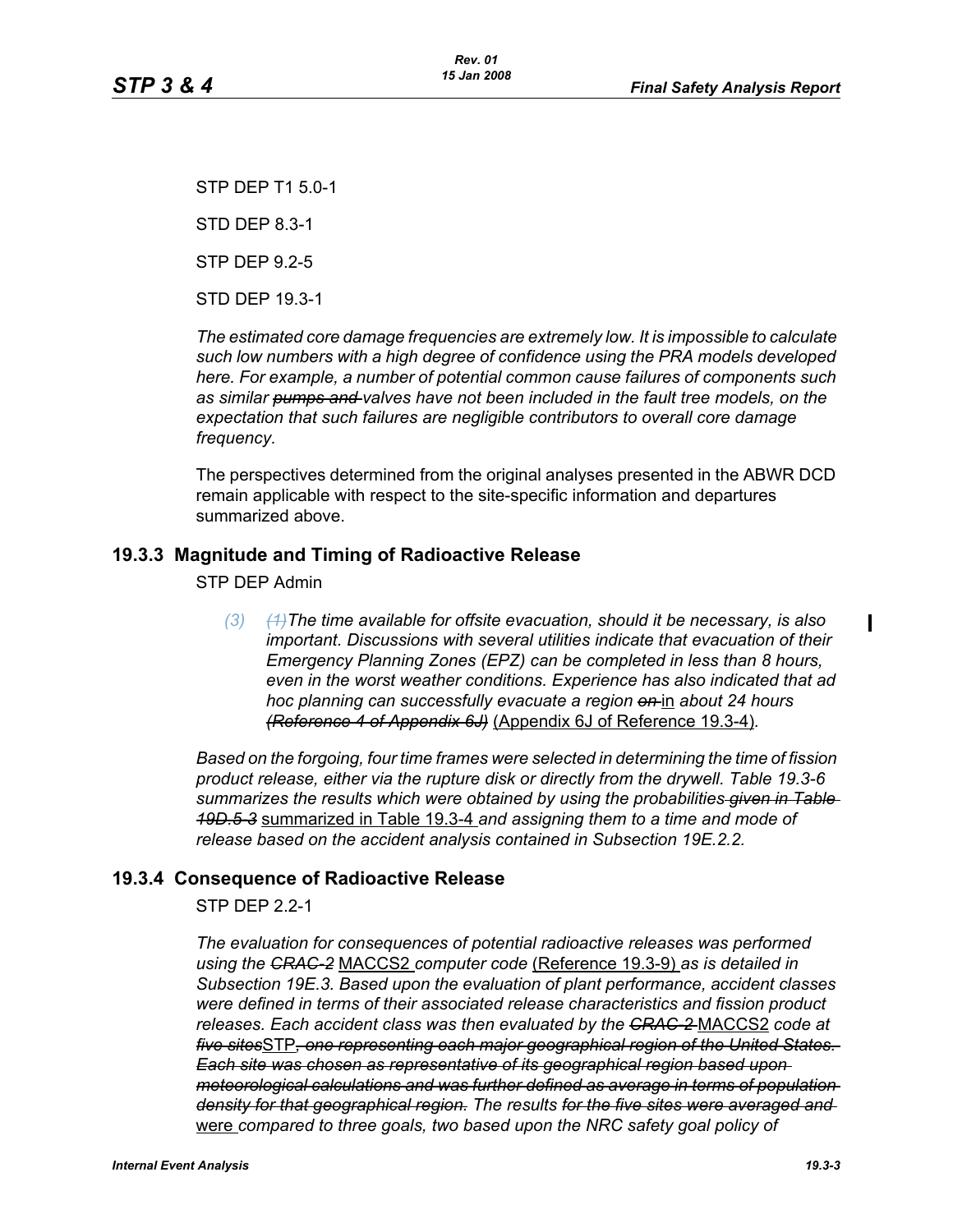STP DEP T1 5.0-1

STD DEP 8.3-1

STP DEP 9.2-5

STD DEP 19.3-1

*The estimated core damage frequencies are extremely low. It is impossible to calculate such low numbers with a high degree of confidence using the PRA models developed here. For example, a number of potential common cause failures of components such as similar ~~pumps and~~ valves have not been included in the fault tree models, on the expectation that such failures are negligible contributors to overall core damage frequency.*

The perspectives determined from the original analyses presented in the ABWR DCD remain applicable with respect to the site-specific information and departures summarized above.

## 19.3.3 Magnitude and Timing of Radioactive Release

STP DEP Admin

> *(3) ~~(1)~~The time available for offsite evacuation, should it be necessary, is also important. Discussions with several utilities indicate that evacuation of their Emergency Planning Zones (EPZ) can be completed in less than 8 hours, even in the worst weather conditions. Experience has also indicated that ad hoc planning can successfully evacuate a region ~~on~~* in *about 24 hours ~~(Reference 4 of Appendix 6J)~~* (Appendix 6J of Reference 19.3-4)*.*

*Based on the forgoing, four time frames were selected in determining the time of fission product release, either via the rupture disk or directly from the drywell. Table 19.3-6 summarizes the results which were obtained by using the probabilities ~~given in Table 19D.5-3~~* summarized in Table 19.3-4 *and assigning them to a time and mode of release based on the accident analysis contained in Subsection 19E.2.2.*

## 19.3.4 Consequence of Radioactive Release

STP DEP 2.2-1

*The evaluation for consequences of potential radioactive releases was performed using the ~~CRAC-2~~* MACCS2 *computer code* (Reference 19.3-9) *as is detailed in Subsection 19E.3. Based upon the evaluation of plant performance, accident classes were defined in terms of their associated release characteristics and fission product releases. Each accident class was then evaluated by the ~~CRAC-2~~* MACCS2 *code at ~~five sites~~*STP*~~, one representing each major geographical region of the United States. Each site was chosen as representative of its geographical region based upon meteorological calculations and was further defined as average in terms of population density for that geographical region.~~ The results ~~for the five sites were averaged and~~* were *compared to three goals, two based upon the NRC safety goal policy of*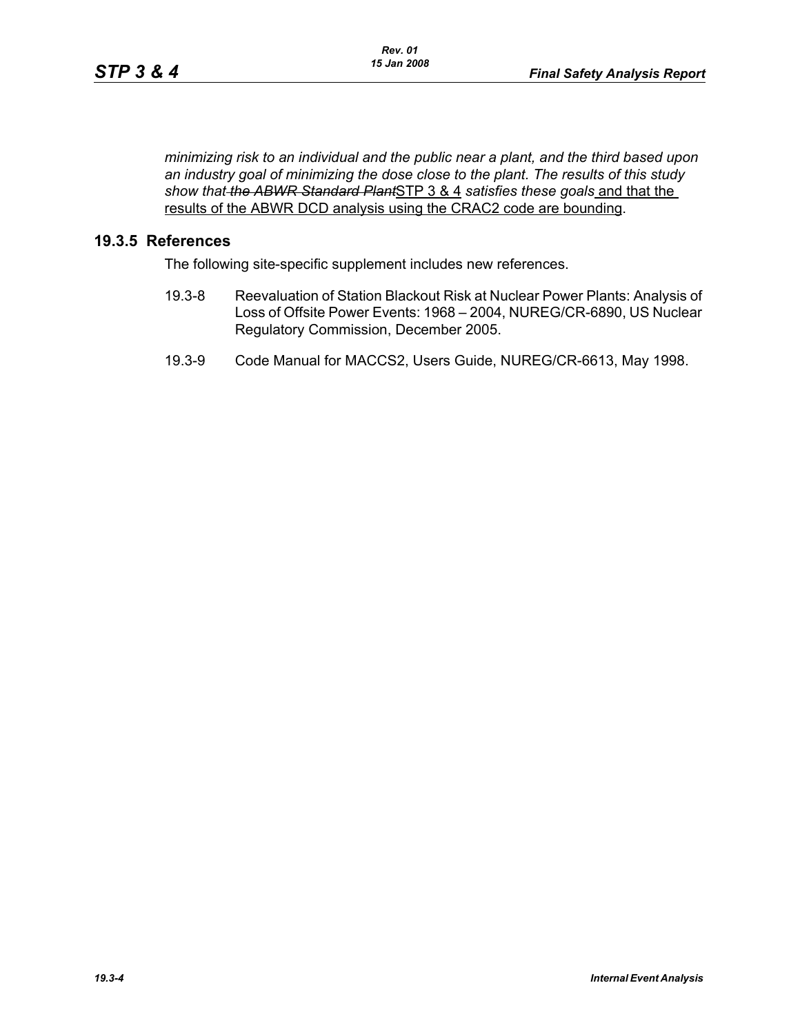*minimizing risk to an individual and the public near a plant, and the third based upon an industry goal of minimizing the dose close to the plant. The results of this study show that ~~the ABWR Standard Plant~~*STP 3 & 4 *satisfies these goals* and that the results of the ABWR DCD analysis using the CRAC2 code are bounding.

## 19.3.5 References

The following site-specific supplement includes new references.

19.3-8 Reevaluation of Station Blackout Risk at Nuclear Power Plants: Analysis of Loss of Offsite Power Events: 1968 – 2004, NUREG/CR-6890, US Nuclear Regulatory Commission, December 2005.

19.3-9 Code Manual for MACCS2, Users Guide, NUREG/CR-6613, May 1998.